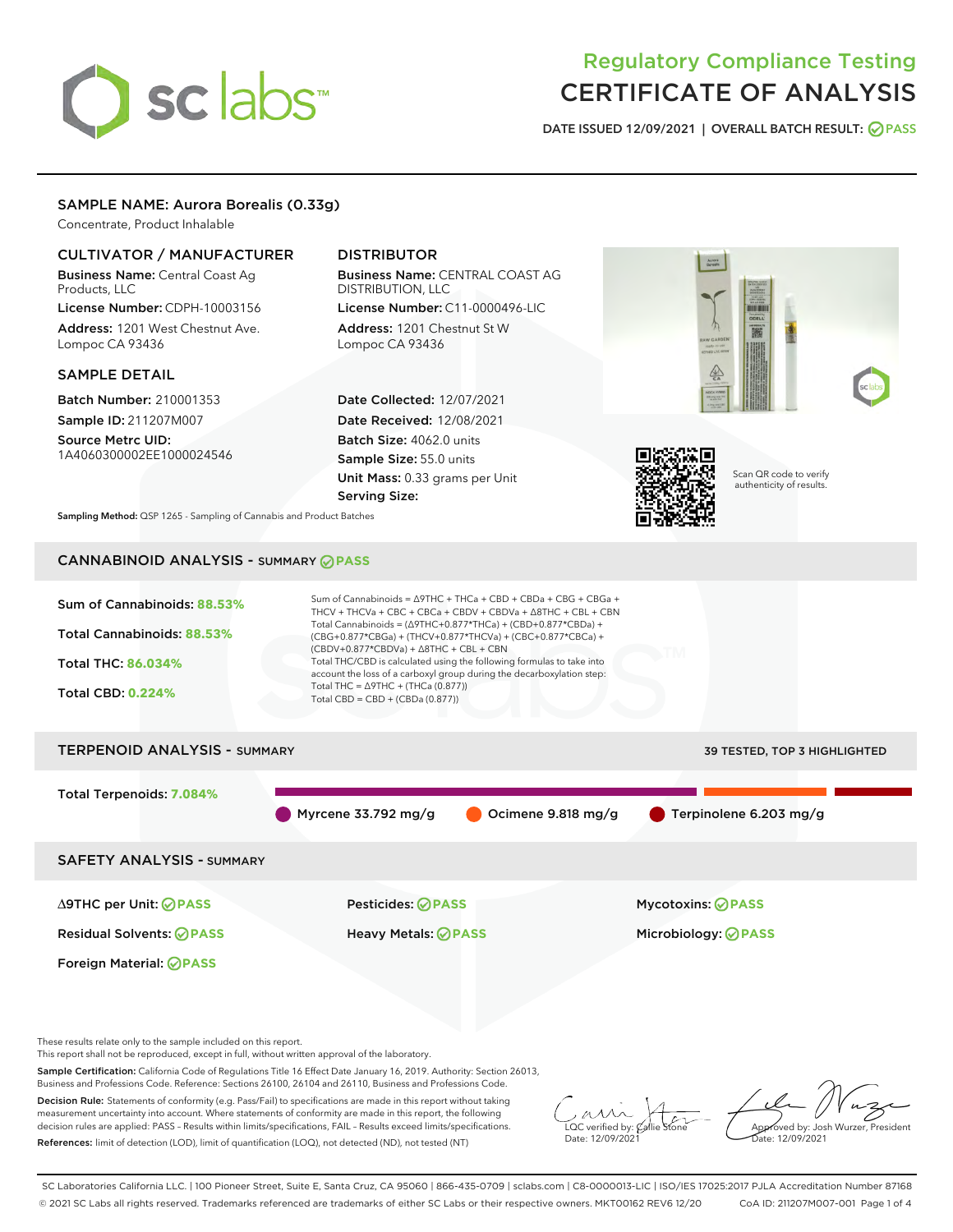# Regulatory Compliance Testing
# CERTIFICATE OF ANALYSIS

DATE ISSUED 12/09/2021 | OVERALL BATCH RESULT: PASS

## SAMPLE NAME: Aurora Borealis (0.33g)

Concentrate, Product Inhalable

### CULTIVATOR / MANUFACTURER

**Business Name:** Central Coast Ag Products, LLC

**License Number:** CDPH-10003156

**Address:** 1201 West Chestnut Ave. Lompoc CA 93436

### DISTRIBUTOR

**Business Name:** CENTRAL COAST AG DISTRIBUTION, LLC

**License Number:** C11-0000496-LIC

**Address:** 1201 Chestnut St W Lompoc CA 93436

### SAMPLE DETAIL

**Batch Number:** 210001353

**Sample ID:** 211207M007

**Source Metrc UID:** 1A4060300002EE1000024546

**Date Collected:** 12/07/2021

**Date Received:** 12/08/2021

**Batch Size:** 4062.0 units

**Sample Size:** 55.0 units

**Unit Mass:** 0.33 grams per Unit

**Serving Size:**

Scan QR code to verify authenticity of results.

**Sampling Method:** QSP 1265 - Sampling of Cannabis and Product Batches

## CANNABINOID ANALYSIS - SUMMARY PASS

Sum of Cannabinoids: **88.53%**

Total Cannabinoids: **88.53%**

Total THC: **86.034%**

Total CBD: **0.224%**

Sum of Cannabinoids = Δ9THC + THCa + CBD + CBDa + CBG + CBGa + THCV + THCVa + CBC + CBCa + CBDV + CBDVa + Δ8THC + CBL + CBN

Total Cannabinoids = (Δ9THC+0.877*THCa) + (CBD+0.877*CBDa) + (CBG+0.877*CBGa) + (THCV+0.877*THCVa) + (CBC+0.877*CBCa) + (CBDV+0.877*CBDVa) + Δ8THC + CBL + CBN

Total THC/CBD is calculated using the following formulas to take into account the loss of a carboxyl group during the decarboxylation step:

Total THC = Δ9THC + (THCa (0.877))

Total CBD = CBD + (CBDa (0.877))

## TERPENOID ANALYSIS - SUMMARY

39 TESTED, TOP 3 HIGHLIGHTED

Total Terpenoids: **7.084%**

Myrcene 33.792 mg/g

Ocimene 9.818 mg/g

Terpinolene 6.203 mg/g

## SAFETY ANALYSIS - SUMMARY

| | | |
|---|---|---|
| Δ9THC per Unit: PASS | Pesticides: PASS | Mycotoxins: PASS |
| Residual Solvents: PASS | Heavy Metals: PASS | Microbiology: PASS |
| Foreign Material: PASS | | |

These results relate only to the sample included on this report.
This report shall not be reproduced, except in full, without written approval of the laboratory.

**Sample Certification:** California Code of Regulations Title 16 Effect Date January 16, 2019. Authority: Section 26013, Business and Professions Code. Reference: Sections 26100, 26104 and 26110, Business and Professions Code.

**Decision Rule:** Statements of conformity (e.g. Pass/Fail) to specifications are made in this report without taking measurement uncertainty into account. Where statements of conformity are made in this report, the following decision rules are applied: PASS – Results within limits/specifications, FAIL – Results exceed limits/specifications.

**References:** limit of detection (LOD), limit of quantification (LOQ), not detected (ND), not tested (NT)

LQC verified by: Callie Stone
Date: 12/09/2021

Approved by: Josh Wurzer, President
Date: 12/09/2021

SC Laboratories California LLC. | 100 Pioneer Street, Suite E, Santa Cruz, CA 95060 | 866-435-0709 | sclabs.com | C8-0000013-LIC | ISO/IES 17025:2017 PJLA Accreditation Number 87168
© 2021 SC Labs all rights reserved. Trademarks referenced are trademarks of either SC Labs or their respective owners. MKT00162 REV6 12/20 CoA ID: 211207M007-001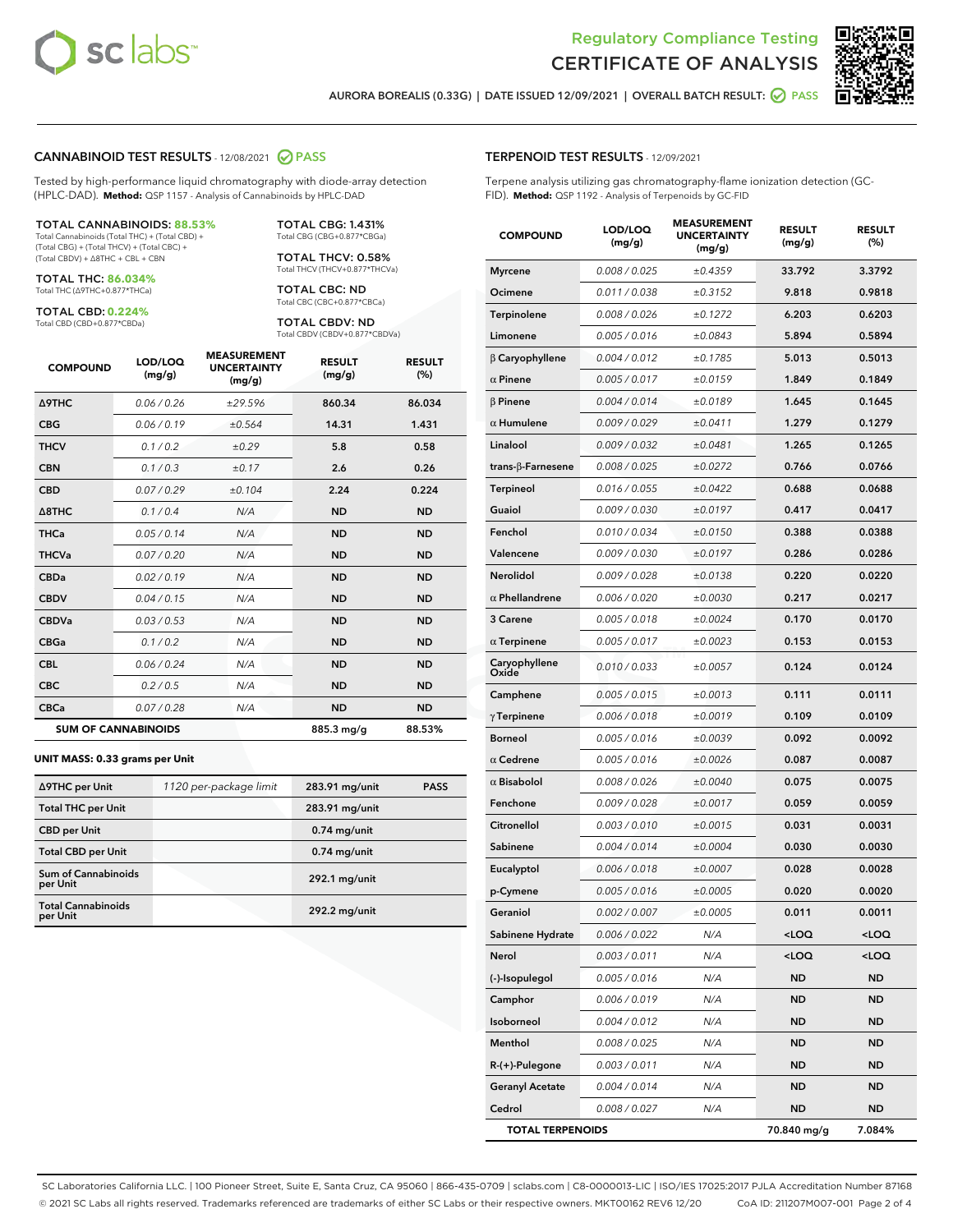Regulatory Compliance Testing

# CERTIFICATE OF ANALYSIS

AURORA BOREALIS (0.33G) | DATE ISSUED 12/09/2021 | OVERALL BATCH RESULT: PASS

## CANNABINOID TEST RESULTS - 12/08/2021 PASS

Tested by high-performance liquid chromatography with diode-array detection (HPLC-DAD). **Method:** QSP 1157 - Analysis of Cannabinoids by HPLC-DAD

**TOTAL CANNABINOIDS: 88.53%**
Total Cannabinoids (Total THC) + (Total CBD) + (Total CBG) + (Total THCV) + (Total CBC) + (Total CBDV) + Δ8THC + CBL + CBN

**TOTAL THC: 86.034%**
Total THC (Δ9THC+0.877*THCa)

**TOTAL CBD: 0.224%**
Total CBD (CBD+0.877*CBDa)

**TOTAL CBG: 1.431%**
Total CBG (CBG+0.877*CBGa)

**TOTAL THCV: 0.58%**
Total THCV (THCV+0.877*THCVa)

**TOTAL CBC: ND**
Total CBC (CBC+0.877*CBCa)

**TOTAL CBDV: ND**
Total CBDV (CBDV+0.877*CBDVa)

| COMPOUND | LOD/LOQ (mg/g) | MEASUREMENT UNCERTAINTY (mg/g) | RESULT (mg/g) | RESULT (%) |
|---|---|---|---|---|
| Δ9THC | 0.06 / 0.26 | ±29.596 | 860.34 | 86.034 |
| CBG | 0.06 / 0.19 | ±0.564 | 14.31 | 1.431 |
| THCV | 0.1 / 0.2 | ±0.29 | 5.8 | 0.58 |
| CBN | 0.1 / 0.3 | ±0.17 | 2.6 | 0.26 |
| CBD | 0.07 / 0.29 | ±0.104 | 2.24 | 0.224 |
| Δ8THC | 0.1 / 0.4 | N/A | ND | ND |
| THCa | 0.05 / 0.14 | N/A | ND | ND |
| THCVa | 0.07 / 0.20 | N/A | ND | ND |
| CBDa | 0.02 / 0.19 | N/A | ND | ND |
| CBDV | 0.04 / 0.15 | N/A | ND | ND |
| CBDVa | 0.03 / 0.53 | N/A | ND | ND |
| CBGa | 0.1 / 0.2 | N/A | ND | ND |
| CBL | 0.06 / 0.24 | N/A | ND | ND |
| CBC | 0.2 / 0.5 | N/A | ND | ND |
| CBCa | 0.07 / 0.28 | N/A | ND | ND |
| **SUM OF CANNABINOIDS** | | | 885.3 mg/g | 88.53% |

**UNIT MASS: 0.33 grams per Unit**

| | | | |
|---|---|---|---|
| Δ9THC per Unit | 1120 per-package limit | 283.91 mg/unit | PASS |
| Total THC per Unit | | 283.91 mg/unit | |
| CBD per Unit | | 0.74 mg/unit | |
| Total CBD per Unit | | 0.74 mg/unit | |
| Sum of Cannabinoids per Unit | | 292.1 mg/unit | |
| Total Cannabinoids per Unit | | 292.2 mg/unit | |

## TERPENOID TEST RESULTS - 12/09/2021

Terpene analysis utilizing gas chromatography-flame ionization detection (GC-FID). **Method:** QSP 1192 - Analysis of Terpenoids by GC-FID

| COMPOUND | LOD/LOQ (mg/g) | MEASUREMENT UNCERTAINTY (mg/g) | RESULT (mg/g) | RESULT (%) |
|---|---|---|---|---|
| Myrcene | 0.008 / 0.025 | ±0.4359 | 33.792 | 3.3792 |
| Ocimene | 0.011 / 0.038 | ±0.3152 | 9.818 | 0.9818 |
| Terpinolene | 0.008 / 0.026 | ±0.1272 | 6.203 | 0.6203 |
| Limonene | 0.005 / 0.016 | ±0.0843 | 5.894 | 0.5894 |
| β Caryophyllene | 0.004 / 0.012 | ±0.1785 | 5.013 | 0.5013 |
| α Pinene | 0.005 / 0.017 | ±0.0159 | 1.849 | 0.1849 |
| β Pinene | 0.004 / 0.014 | ±0.0189 | 1.645 | 0.1645 |
| α Humulene | 0.009 / 0.029 | ±0.0411 | 1.279 | 0.1279 |
| Linalool | 0.009 / 0.032 | ±0.0481 | 1.265 | 0.1265 |
| trans-β-Farnesene | 0.008 / 0.025 | ±0.0272 | 0.766 | 0.0766 |
| Terpineol | 0.016 / 0.055 | ±0.0422 | 0.688 | 0.0688 |
| Guaiol | 0.009 / 0.030 | ±0.0197 | 0.417 | 0.0417 |
| Fenchol | 0.010 / 0.034 | ±0.0150 | 0.388 | 0.0388 |
| Valencene | 0.009 / 0.030 | ±0.0197 | 0.286 | 0.0286 |
| Nerolidol | 0.009 / 0.028 | ±0.0138 | 0.220 | 0.0220 |
| α Phellandrene | 0.006 / 0.020 | ±0.0030 | 0.217 | 0.0217 |
| 3 Carene | 0.005 / 0.018 | ±0.0024 | 0.170 | 0.0170 |
| α Terpinene | 0.005 / 0.017 | ±0.0023 | 0.153 | 0.0153 |
| Caryophyllene Oxide | 0.010 / 0.033 | ±0.0057 | 0.124 | 0.0124 |
| Camphene | 0.005 / 0.015 | ±0.0013 | 0.111 | 0.0111 |
| γ Terpinene | 0.006 / 0.018 | ±0.0019 | 0.109 | 0.0109 |
| Borneol | 0.005 / 0.016 | ±0.0039 | 0.092 | 0.0092 |
| α Cedrene | 0.005 / 0.016 | ±0.0026 | 0.087 | 0.0087 |
| α Bisabolol | 0.008 / 0.026 | ±0.0040 | 0.075 | 0.0075 |
| Fenchone | 0.009 / 0.028 | ±0.0017 | 0.059 | 0.0059 |
| Citronellol | 0.003 / 0.010 | ±0.0015 | 0.031 | 0.0031 |
| Sabinene | 0.004 / 0.014 | ±0.0004 | 0.030 | 0.0030 |
| Eucalyptol | 0.006 / 0.018 | ±0.0007 | 0.028 | 0.0028 |
| p-Cymene | 0.005 / 0.016 | ±0.0005 | 0.020 | 0.0020 |
| Geraniol | 0.002 / 0.007 | ±0.0005 | 0.011 | 0.0011 |
| Sabinene Hydrate | 0.006 / 0.022 | N/A | <LOQ | <LOQ |
| Nerol | 0.003 / 0.011 | N/A | <LOQ | <LOQ |
| (-)-Isopulegol | 0.005 / 0.016 | N/A | ND | ND |
| Camphor | 0.006 / 0.019 | N/A | ND | ND |
| Isoborneol | 0.004 / 0.012 | N/A | ND | ND |
| Menthol | 0.008 / 0.025 | N/A | ND | ND |
| R-(+)-Pulegone | 0.003 / 0.011 | N/A | ND | ND |
| Geranyl Acetate | 0.004 / 0.014 | N/A | ND | ND |
| Cedrol | 0.008 / 0.027 | N/A | ND | ND |
| **TOTAL TERPENOIDS** | | | 70.840 mg/g | 7.084% |

SC Laboratories California LLC. | 100 Pioneer Street, Suite E, Santa Cruz, CA 95060 | 866-435-0709 | sclabs.com | C8-0000013-LIC | ISO/IES 17025:2017 PJLA Accreditation Number 87168
© 2021 SC Labs all rights reserved. Trademarks referenced are trademarks of either SC Labs or their respective owners. MKT00162 REV6 12/20 CoA ID: 211207M007-001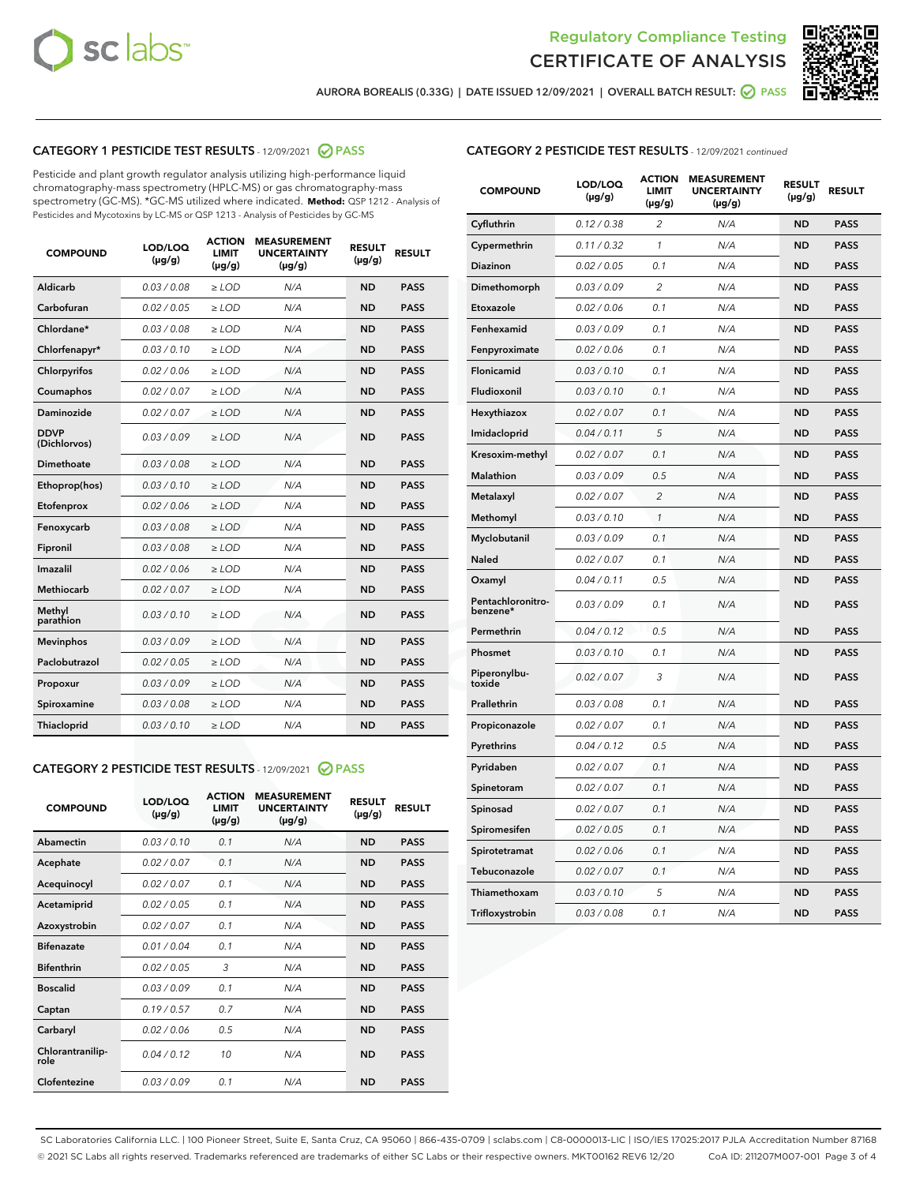AURORA BOREALIS (0.33G) | DATE ISSUED 12/09/2021 | OVERALL BATCH RESULT: PASS

## CATEGORY 1 PESTICIDE TEST RESULTS - 12/09/2021 PASS

Pesticide and plant growth regulator analysis utilizing high-performance liquid chromatography-mass spectrometry (HPLC-MS) or gas chromatography-mass spectrometry (GC-MS). *GC-MS utilized where indicated. **Method:** QSP 1212 - Analysis of Pesticides and Mycotoxins by LC-MS or QSP 1213 - Analysis of Pesticides by GC-MS

| COMPOUND | LOD/LOQ (µg/g) | ACTION LIMIT (µg/g) | MEASUREMENT UNCERTAINTY (µg/g) | RESULT (µg/g) | RESULT |
|---|---|---|---|---|---|
| Aldicarb | 0.03 / 0.08 | ≥ LOD | N/A | ND | PASS |
| Carbofuran | 0.02 / 0.05 | ≥ LOD | N/A | ND | PASS |
| Chlordane* | 0.03 / 0.08 | ≥ LOD | N/A | ND | PASS |
| Chlorfenapyr* | 0.03 / 0.10 | ≥ LOD | N/A | ND | PASS |
| Chlorpyrifos | 0.02 / 0.06 | ≥ LOD | N/A | ND | PASS |
| Coumaphos | 0.02 / 0.07 | ≥ LOD | N/A | ND | PASS |
| Daminozide | 0.02 / 0.07 | ≥ LOD | N/A | ND | PASS |
| DDVP (Dichlorvos) | 0.03 / 0.09 | ≥ LOD | N/A | ND | PASS |
| Dimethoate | 0.03 / 0.08 | ≥ LOD | N/A | ND | PASS |
| Ethoprop(hos) | 0.03 / 0.10 | ≥ LOD | N/A | ND | PASS |
| Etofenprox | 0.02 / 0.06 | ≥ LOD | N/A | ND | PASS |
| Fenoxycarb | 0.03 / 0.08 | ≥ LOD | N/A | ND | PASS |
| Fipronil | 0.03 / 0.08 | ≥ LOD | N/A | ND | PASS |
| Imazalil | 0.02 / 0.06 | ≥ LOD | N/A | ND | PASS |
| Methiocarb | 0.02 / 0.07 | ≥ LOD | N/A | ND | PASS |
| Methyl parathion | 0.03 / 0.10 | ≥ LOD | N/A | ND | PASS |
| Mevinphos | 0.03 / 0.09 | ≥ LOD | N/A | ND | PASS |
| Paclobutrazol | 0.02 / 0.05 | ≥ LOD | N/A | ND | PASS |
| Propoxur | 0.03 / 0.09 | ≥ LOD | N/A | ND | PASS |
| Spiroxamine | 0.03 / 0.08 | ≥ LOD | N/A | ND | PASS |
| Thiacloprid | 0.03 / 0.10 | ≥ LOD | N/A | ND | PASS |

## CATEGORY 2 PESTICIDE TEST RESULTS - 12/09/2021 PASS

| COMPOUND | LOD/LOQ (µg/g) | ACTION LIMIT (µg/g) | MEASUREMENT UNCERTAINTY (µg/g) | RESULT (µg/g) | RESULT |
|---|---|---|---|---|---|
| Abamectin | 0.03 / 0.10 | 0.1 | N/A | ND | PASS |
| Acephate | 0.02 / 0.07 | 0.1 | N/A | ND | PASS |
| Acequinocyl | 0.02 / 0.07 | 0.1 | N/A | ND | PASS |
| Acetamiprid | 0.02 / 0.05 | 0.1 | N/A | ND | PASS |
| Azoxystrobin | 0.02 / 0.07 | 0.1 | N/A | ND | PASS |
| Bifenazate | 0.01 / 0.04 | 0.1 | N/A | ND | PASS |
| Bifenthrin | 0.02 / 0.05 | 3 | N/A | ND | PASS |
| Boscalid | 0.03 / 0.09 | 0.1 | N/A | ND | PASS |
| Captan | 0.19 / 0.57 | 0.7 | N/A | ND | PASS |
| Carbaryl | 0.02 / 0.06 | 0.5 | N/A | ND | PASS |
| Chlorantraniliprole | 0.04 / 0.12 | 10 | N/A | ND | PASS |
| Clofentezine | 0.03 / 0.09 | 0.1 | N/A | ND | PASS |
| Cyfluthrin | 0.12 / 0.38 | 2 | N/A | ND | PASS |
| Cypermethrin | 0.11 / 0.32 | 1 | N/A | ND | PASS |
| Diazinon | 0.02 / 0.05 | 0.1 | N/A | ND | PASS |
| Dimethomorph | 0.03 / 0.09 | 2 | N/A | ND | PASS |
| Etoxazole | 0.02 / 0.06 | 0.1 | N/A | ND | PASS |
| Fenhexamid | 0.03 / 0.09 | 0.1 | N/A | ND | PASS |
| Fenpyroximate | 0.02 / 0.06 | 0.1 | N/A | ND | PASS |
| Flonicamid | 0.03 / 0.10 | 0.1 | N/A | ND | PASS |
| Fludioxonil | 0.03 / 0.10 | 0.1 | N/A | ND | PASS |
| Hexythiazox | 0.02 / 0.07 | 0.1 | N/A | ND | PASS |
| Imidacloprid | 0.04 / 0.11 | 5 | N/A | ND | PASS |
| Kresoxim-methyl | 0.02 / 0.07 | 0.1 | N/A | ND | PASS |
| Malathion | 0.03 / 0.09 | 0.5 | N/A | ND | PASS |
| Metalaxyl | 0.02 / 0.07 | 2 | N/A | ND | PASS |
| Methomyl | 0.03 / 0.10 | 1 | N/A | ND | PASS |
| Myclobutanil | 0.03 / 0.09 | 0.1 | N/A | ND | PASS |
| Naled | 0.02 / 0.07 | 0.1 | N/A | ND | PASS |
| Oxamyl | 0.04 / 0.11 | 0.5 | N/A | ND | PASS |
| Pentachloronitrobenzene* | 0.03 / 0.09 | 0.1 | N/A | ND | PASS |
| Permethrin | 0.04 / 0.12 | 0.5 | N/A | ND | PASS |
| Phosmet | 0.03 / 0.10 | 0.1 | N/A | ND | PASS |
| Piperonylbutoxide | 0.02 / 0.07 | 3 | N/A | ND | PASS |
| Prallethrin | 0.03 / 0.08 | 0.1 | N/A | ND | PASS |
| Propiconazole | 0.02 / 0.07 | 0.1 | N/A | ND | PASS |
| Pyrethrins | 0.04 / 0.12 | 0.5 | N/A | ND | PASS |
| Pyridaben | 0.02 / 0.07 | 0.1 | N/A | ND | PASS |
| Spinetoram | 0.02 / 0.07 | 0.1 | N/A | ND | PASS |
| Spinosad | 0.02 / 0.07 | 0.1 | N/A | ND | PASS |
| Spiromesifen | 0.02 / 0.05 | 0.1 | N/A | ND | PASS |
| Spirotetramat | 0.02 / 0.06 | 0.1 | N/A | ND | PASS |
| Tebuconazole | 0.02 / 0.07 | 0.1 | N/A | ND | PASS |
| Thiamethoxam | 0.03 / 0.10 | 5 | N/A | ND | PASS |
| Trifloxystrobin | 0.03 / 0.08 | 0.1 | N/A | ND | PASS |

SC Laboratories California LLC. | 100 Pioneer Street, Suite E, Santa Cruz, CA 95060 | 866-435-0709 | sclabs.com | C8-0000013-LIC | ISO/IES 17025:2017 PJLA Accreditation Number 87168
© 2021 SC Labs all rights reserved. Trademarks referenced are trademarks of either SC Labs or their respective owners. MKT00162 REV6 12/20 CoA ID: 211207M007-001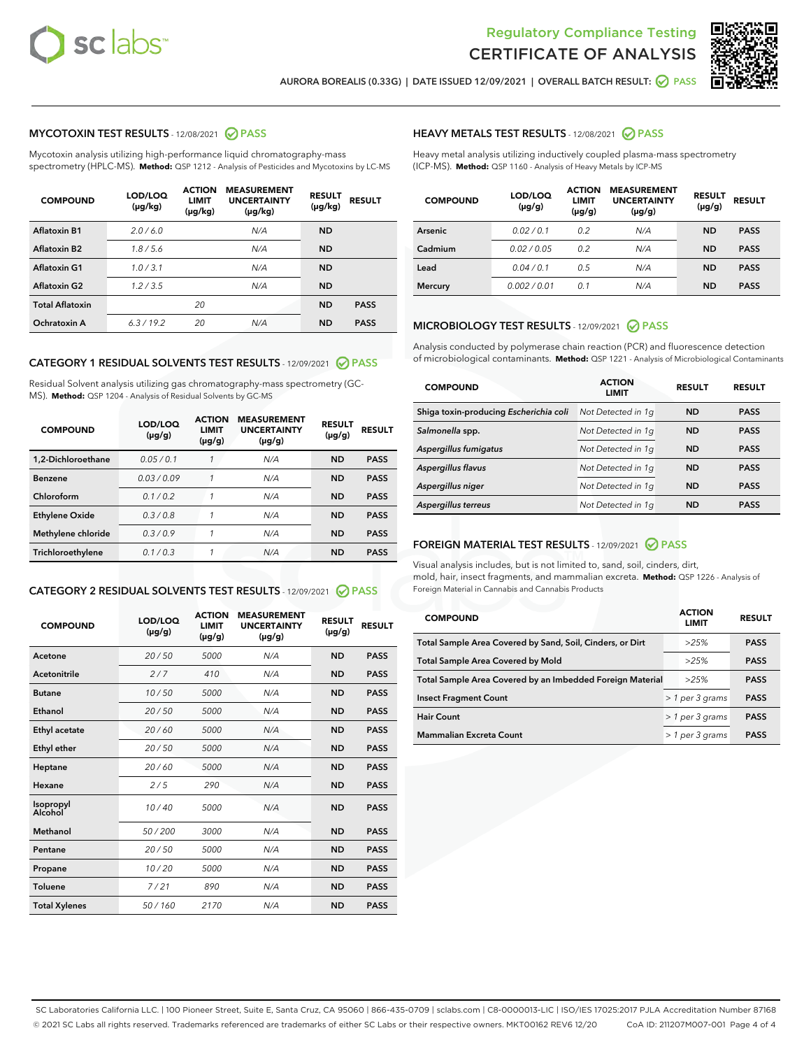Regulatory Compliance Testing
# CERTIFICATE OF ANALYSIS

AURORA BOREALIS (0.33G) | DATE ISSUED 12/09/2021 | OVERALL BATCH RESULT: PASS

## MYCOTOXIN TEST RESULTS - 12/08/2021 PASS

Mycotoxin analysis utilizing high-performance liquid chromatography-mass spectrometry (HPLC-MS). **Method:** QSP 1212 - Analysis of Pesticides and Mycotoxins by LC-MS

| COMPOUND | LOD/LOQ (µg/kg) | ACTION LIMIT (µg/kg) | MEASUREMENT UNCERTAINTY (µg/kg) | RESULT (µg/kg) | RESULT |
|---|---|---|---|---|---|
| Aflatoxin B1 | 2.0 / 6.0 | | N/A | ND | |
| Aflatoxin B2 | 1.8 / 5.6 | | N/A | ND | |
| Aflatoxin G1 | 1.0 / 3.1 | | N/A | ND | |
| Aflatoxin G2 | 1.2 / 3.5 | | N/A | ND | |
| Total Aflatoxin | | 20 | | ND | PASS |
| Ochratoxin A | 6.3 / 19.2 | 20 | N/A | ND | PASS |

## CATEGORY 1 RESIDUAL SOLVENTS TEST RESULTS - 12/09/2021 PASS

Residual Solvent analysis utilizing gas chromatography-mass spectrometry (GC-MS). **Method:** QSP 1204 - Analysis of Residual Solvents by GC-MS

| COMPOUND | LOD/LOQ (µg/g) | ACTION LIMIT (µg/g) | MEASUREMENT UNCERTAINTY (µg/g) | RESULT (µg/g) | RESULT |
|---|---|---|---|---|---|
| 1,2-Dichloroethane | 0.05 / 0.1 | 1 | N/A | ND | PASS |
| Benzene | 0.03 / 0.09 | 1 | N/A | ND | PASS |
| Chloroform | 0.1 / 0.2 | 1 | N/A | ND | PASS |
| Ethylene Oxide | 0.3 / 0.8 | 1 | N/A | ND | PASS |
| Methylene chloride | 0.3 / 0.9 | 1 | N/A | ND | PASS |
| Trichloroethylene | 0.1 / 0.3 | 1 | N/A | ND | PASS |

## CATEGORY 2 RESIDUAL SOLVENTS TEST RESULTS - 12/09/2021 PASS

| COMPOUND | LOD/LOQ (µg/g) | ACTION LIMIT (µg/g) | MEASUREMENT UNCERTAINTY (µg/g) | RESULT (µg/g) | RESULT |
|---|---|---|---|---|---|
| Acetone | 20 / 50 | 5000 | N/A | ND | PASS |
| Acetonitrile | 2 / 7 | 410 | N/A | ND | PASS |
| Butane | 10 / 50 | 5000 | N/A | ND | PASS |
| Ethanol | 20 / 50 | 5000 | N/A | ND | PASS |
| Ethyl acetate | 20 / 60 | 5000 | N/A | ND | PASS |
| Ethyl ether | 20 / 50 | 5000 | N/A | ND | PASS |
| Heptane | 20 / 60 | 5000 | N/A | ND | PASS |
| Hexane | 2 / 5 | 290 | N/A | ND | PASS |
| Isopropyl Alcohol | 10 / 40 | 5000 | N/A | ND | PASS |
| Methanol | 50 / 200 | 3000 | N/A | ND | PASS |
| Pentane | 20 / 50 | 5000 | N/A | ND | PASS |
| Propane | 10 / 20 | 5000 | N/A | ND | PASS |
| Toluene | 7 / 21 | 890 | N/A | ND | PASS |
| Total Xylenes | 50 / 160 | 2170 | N/A | ND | PASS |

## HEAVY METALS TEST RESULTS - 12/08/2021 PASS

Heavy metal analysis utilizing inductively coupled plasma-mass spectrometry (ICP-MS). **Method:** QSP 1160 - Analysis of Heavy Metals by ICP-MS

| COMPOUND | LOD/LOQ (µg/g) | ACTION LIMIT (µg/g) | MEASUREMENT UNCERTAINTY (µg/g) | RESULT (µg/g) | RESULT |
|---|---|---|---|---|---|
| Arsenic | 0.02 / 0.1 | 0.2 | N/A | ND | PASS |
| Cadmium | 0.02 / 0.05 | 0.2 | N/A | ND | PASS |
| Lead | 0.04 / 0.1 | 0.5 | N/A | ND | PASS |
| Mercury | 0.002 / 0.01 | 0.1 | N/A | ND | PASS |

## MICROBIOLOGY TEST RESULTS - 12/09/2021 PASS

Analysis conducted by polymerase chain reaction (PCR) and fluorescence detection of microbiological contaminants. **Method:** QSP 1221 - Analysis of Microbiological Contaminants

| COMPOUND | ACTION LIMIT | RESULT | RESULT |
|---|---|---|---|
| Shiga toxin-producing *Escherichia coli* | Not Detected in 1g | ND | PASS |
| *Salmonella* spp. | Not Detected in 1g | ND | PASS |
| *Aspergillus fumigatus* | Not Detected in 1g | ND | PASS |
| *Aspergillus flavus* | Not Detected in 1g | ND | PASS |
| *Aspergillus niger* | Not Detected in 1g | ND | PASS |
| *Aspergillus terreus* | Not Detected in 1g | ND | PASS |

## FOREIGN MATERIAL TEST RESULTS - 12/09/2021 PASS

Visual analysis includes, but is not limited to, sand, soil, cinders, dirt, mold, hair, insect fragments, and mammalian excreta. **Method:** QSP 1226 - Analysis of Foreign Material in Cannabis and Cannabis Products

| COMPOUND | ACTION LIMIT | RESULT |
|---|---|---|
| Total Sample Area Covered by Sand, Soil, Cinders, or Dirt | >25% | PASS |
| Total Sample Area Covered by Mold | >25% | PASS |
| Total Sample Area Covered by an Imbedded Foreign Material | >25% | PASS |
| Insect Fragment Count | > 1 per 3 grams | PASS |
| Hair Count | > 1 per 3 grams | PASS |
| Mammalian Excreta Count | > 1 per 3 grams | PASS |

SC Laboratories California LLC. | 100 Pioneer Street, Suite E, Santa Cruz, CA 95060 | 866-435-0709 | sclabs.com | C8-0000013-LIC | ISO/IES 17025:2017 PJLA Accreditation Number 87168
© 2021 SC Labs all rights reserved. Trademarks referenced are trademarks of either SC Labs or their respective owners. MKT00162 REV6 12/20 CoA ID: 211207M007-001